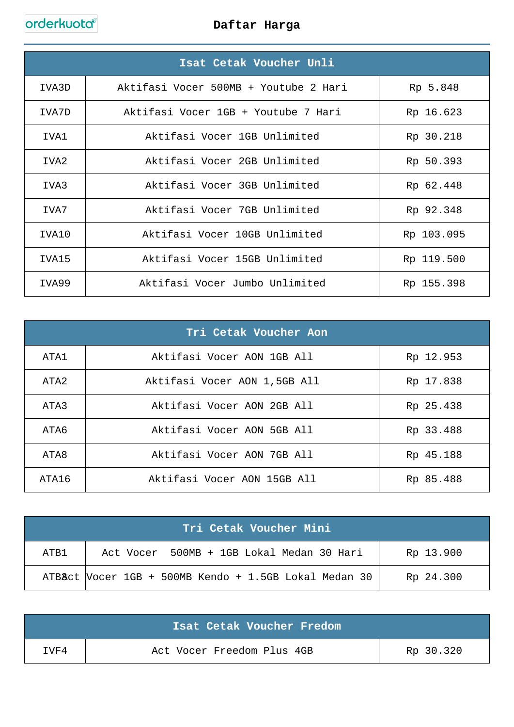orderkuota

# Daftar Harga

| Isat Cetak Voucher Unli | | |
|---|---|---|
| IVA3D | Aktifasi Vocer 500MB + Youtube 2 Hari | Rp 5.848 |
| IVA7D | Aktifasi Vocer 1GB + Youtube 7 Hari | Rp 16.623 |
| IVA1 | Aktifasi Vocer 1GB Unlimited | Rp 30.218 |
| IVA2 | Aktifasi Vocer 2GB Unlimited | Rp 50.393 |
| IVA3 | Aktifasi Vocer 3GB Unlimited | Rp 62.448 |
| IVA7 | Aktifasi Vocer 7GB Unlimited | Rp 92.348 |
| IVA10 | Aktifasi Vocer 10GB Unlimited | Rp 103.095 |
| IVA15 | Aktifasi Vocer 15GB Unlimited | Rp 119.500 |
| IVA99 | Aktifasi Vocer Jumbo Unlimited | Rp 155.398 |

| Tri Cetak Voucher Aon | | |
|---|---|---|
| ATA1 | Aktifasi Vocer AON 1GB All | Rp 12.953 |
| ATA2 | Aktifasi Vocer AON 1,5GB All | Rp 17.838 |
| ATA3 | Aktifasi Vocer AON 2GB All | Rp 25.438 |
| ATA6 | Aktifasi Vocer AON 5GB All | Rp 33.488 |
| ATA8 | Aktifasi Vocer AON 7GB All | Rp 45.188 |
| ATA16 | Aktifasi Vocer AON 15GB All | Rp 85.488 |

| Tri Cetak Voucher Mini | | |
|---|---|---|
| ATB1 | Act Vocer 500MB + 1GB Lokal Medan 30 Hari | Rp 13.900 |
| ATB3 | Act Vocer 1GB + 500MB Kendo + 1.5GB Lokal Medan 30 | Rp 24.300 |

| Isat Cetak Voucher Fredom | | |
|---|---|---|
| IVF4 | Act Vocer Freedom Plus 4GB | Rp 30.320 |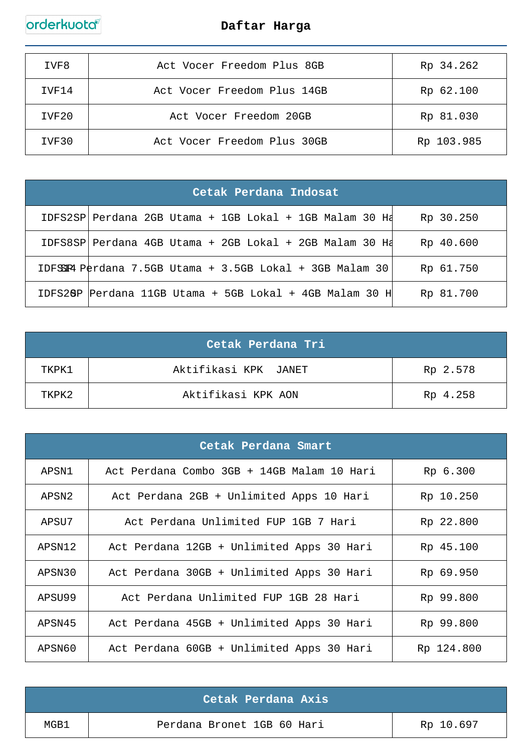# Daftar Harga

| | | |
|---|---|---|
| IVF8 | Act Vocer Freedom Plus 8GB | Rp 34.262 |
| IVF14 | Act Vocer Freedom Plus 14GB | Rp 62.100 |
| IVF20 | Act Vocer Freedom 20GB | Rp 81.030 |
| IVF30 | Act Vocer Freedom Plus 30GB | Rp 103.985 |

| Cetak Perdana Indosat | | |
|---|---|---|
| IDFS2SP | Perdana 2GB Utama + 1GB Lokal + 1GB Malam 30 Ha | Rp 30.250 |
| IDFS8SP | Perdana 4GB Utama + 2GB Lokal + 2GB Malam 30 Ha | Rp 40.600 |
| IDFS14SP | Perdana 7.5GB Utama + 3.5GB Lokal + 3GB Malam 30 | Rp 61.750 |
| IDFS20SP | Perdana 11GB Utama + 5GB Lokal + 4GB Malam 30 H | Rp 81.700 |

| Cetak Perdana Tri | | |
|---|---|---|
| TKPK1 | Aktifikasi KPK JANET | Rp 2.578 |
| TKPK2 | Aktifikasi KPK AON | Rp 4.258 |

| Cetak Perdana Smart | | |
|---|---|---|
| APSN1 | Act Perdana Combo 3GB + 14GB Malam 10 Hari | Rp 6.300 |
| APSN2 | Act Perdana 2GB + Unlimited Apps 10 Hari | Rp 10.250 |
| APSU7 | Act Perdana Unlimited FUP 1GB 7 Hari | Rp 22.800 |
| APSN12 | Act Perdana 12GB + Unlimited Apps 30 Hari | Rp 45.100 |
| APSN30 | Act Perdana 30GB + Unlimited Apps 30 Hari | Rp 69.950 |
| APSU99 | Act Perdana Unlimited FUP 1GB 28 Hari | Rp 99.800 |
| APSN45 | Act Perdana 45GB + Unlimited Apps 30 Hari | Rp 99.800 |
| APSN60 | Act Perdana 60GB + Unlimited Apps 30 Hari | Rp 124.800 |

| Cetak Perdana Axis | | |
|---|---|---|
| MGB1 | Perdana Bronet 1GB 60 Hari | Rp 10.697 |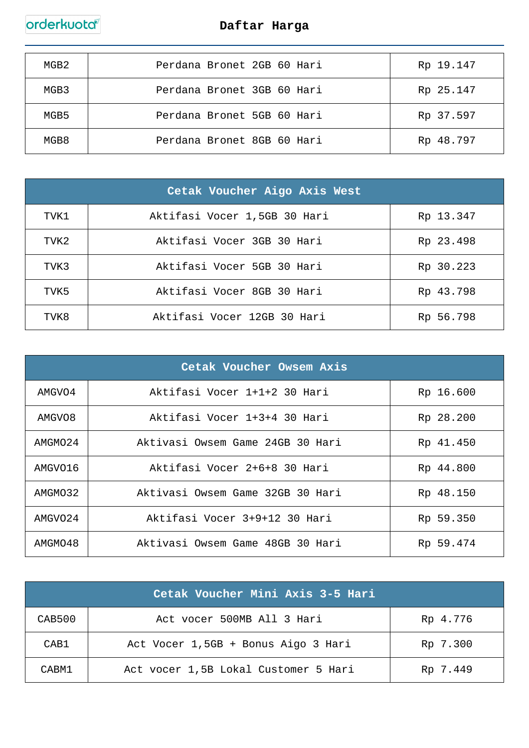| | | |
|---|---|---|
| MGB2 | Perdana Bronet 2GB 60 Hari | Rp 19.147 |
| MGB3 | Perdana Bronet 3GB 60 Hari | Rp 25.147 |
| MGB5 | Perdana Bronet 5GB 60 Hari | Rp 37.597 |
| MGB8 | Perdana Bronet 8GB 60 Hari | Rp 48.797 |

| Cetak Voucher Aigo Axis West | | |
|---|---|---|
| TVK1 | Aktifasi Vocer 1,5GB 30 Hari | Rp 13.347 |
| TVK2 | Aktifasi Vocer 3GB 30 Hari | Rp 23.498 |
| TVK3 | Aktifasi Vocer 5GB 30 Hari | Rp 30.223 |
| TVK5 | Aktifasi Vocer 8GB 30 Hari | Rp 43.798 |
| TVK8 | Aktifasi Vocer 12GB 30 Hari | Rp 56.798 |

| Cetak Voucher Owsem Axis | | |
|---|---|---|
| AMGVO4 | Aktifasi Vocer 1+1+2 30 Hari | Rp 16.600 |
| AMGVO8 | Aktifasi Vocer 1+3+4 30 Hari | Rp 28.200 |
| AMGMO24 | Aktivasi Owsem Game 24GB 30 Hari | Rp 41.450 |
| AMGVO16 | Aktifasi Vocer 2+6+8 30 Hari | Rp 44.800 |
| AMGMO32 | Aktivasi Owsem Game 32GB 30 Hari | Rp 48.150 |
| AMGVO24 | Aktifasi Vocer 3+9+12 30 Hari | Rp 59.350 |
| AMGMO48 | Aktivasi Owsem Game 48GB 30 Hari | Rp 59.474 |

| Cetak Voucher Mini Axis 3-5 Hari | | |
|---|---|---|
| CAB500 | Act vocer 500MB All 3 Hari | Rp 4.776 |
| CAB1 | Act Vocer 1,5GB + Bonus Aigo 3 Hari | Rp 7.300 |
| CABM1 | Act vocer 1,5B Lokal Customer 5 Hari | Rp 7.449 |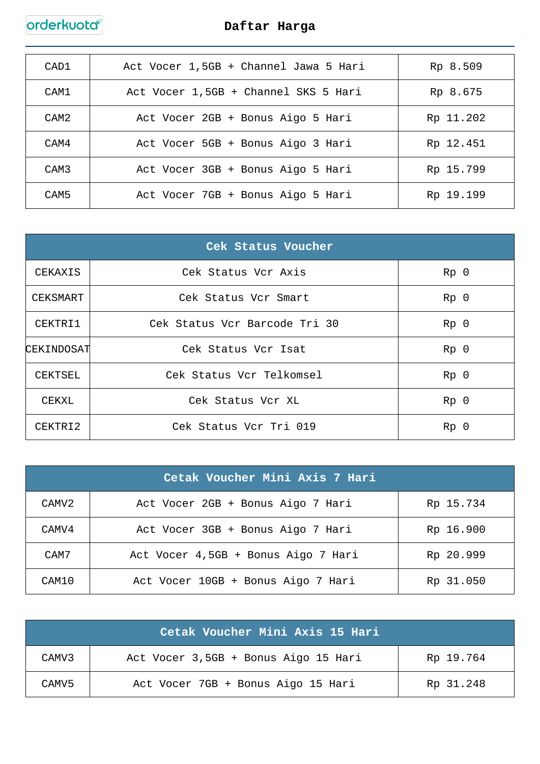# Daftar Harga

| | | |
|---|---|---|
| CAD1 | Act Vocer 1,5GB + Channel Jawa 5 Hari | Rp 8.509 |
| CAM1 | Act Vocer 1,5GB + Channel SKS 5 Hari | Rp 8.675 |
| CAM2 | Act Vocer 2GB + Bonus Aigo 5 Hari | Rp 11.202 |
| CAM4 | Act Vocer 5GB + Bonus Aigo 3 Hari | Rp 12.451 |
| CAM3 | Act Vocer 3GB + Bonus Aigo 5 Hari | Rp 15.799 |
| CAM5 | Act Vocer 7GB + Bonus Aigo 5 Hari | Rp 19.199 |

| Cek Status Voucher | | |
|---|---|---|
| CEKAXIS | Cek Status Vcr Axis | Rp 0 |
| CEKSMART | Cek Status Vcr Smart | Rp 0 |
| CEKTRI1 | Cek Status Vcr Barcode Tri 30 | Rp 0 |
| CEKINDOSAT | Cek Status Vcr Isat | Rp 0 |
| CEKTSEL | Cek Status Vcr Telkomsel | Rp 0 |
| CEKXL | Cek Status Vcr XL | Rp 0 |
| CEKTRI2 | Cek Status Vcr Tri 019 | Rp 0 |

| Cetak Voucher Mini Axis 7 Hari | | |
|---|---|---|
| CAMV2 | Act Vocer 2GB + Bonus Aigo 7 Hari | Rp 15.734 |
| CAMV4 | Act Vocer 3GB + Bonus Aigo 7 Hari | Rp 16.900 |
| CAM7 | Act Vocer 4,5GB + Bonus Aigo 7 Hari | Rp 20.999 |
| CAM10 | Act Vocer 10GB + Bonus Aigo 7 Hari | Rp 31.050 |

| Cetak Voucher Mini Axis 15 Hari | | |
|---|---|---|
| CAMV3 | Act Vocer 3,5GB + Bonus Aigo 15 Hari | Rp 19.764 |
| CAMV5 | Act Vocer 7GB + Bonus Aigo 15 Hari | Rp 31.248 |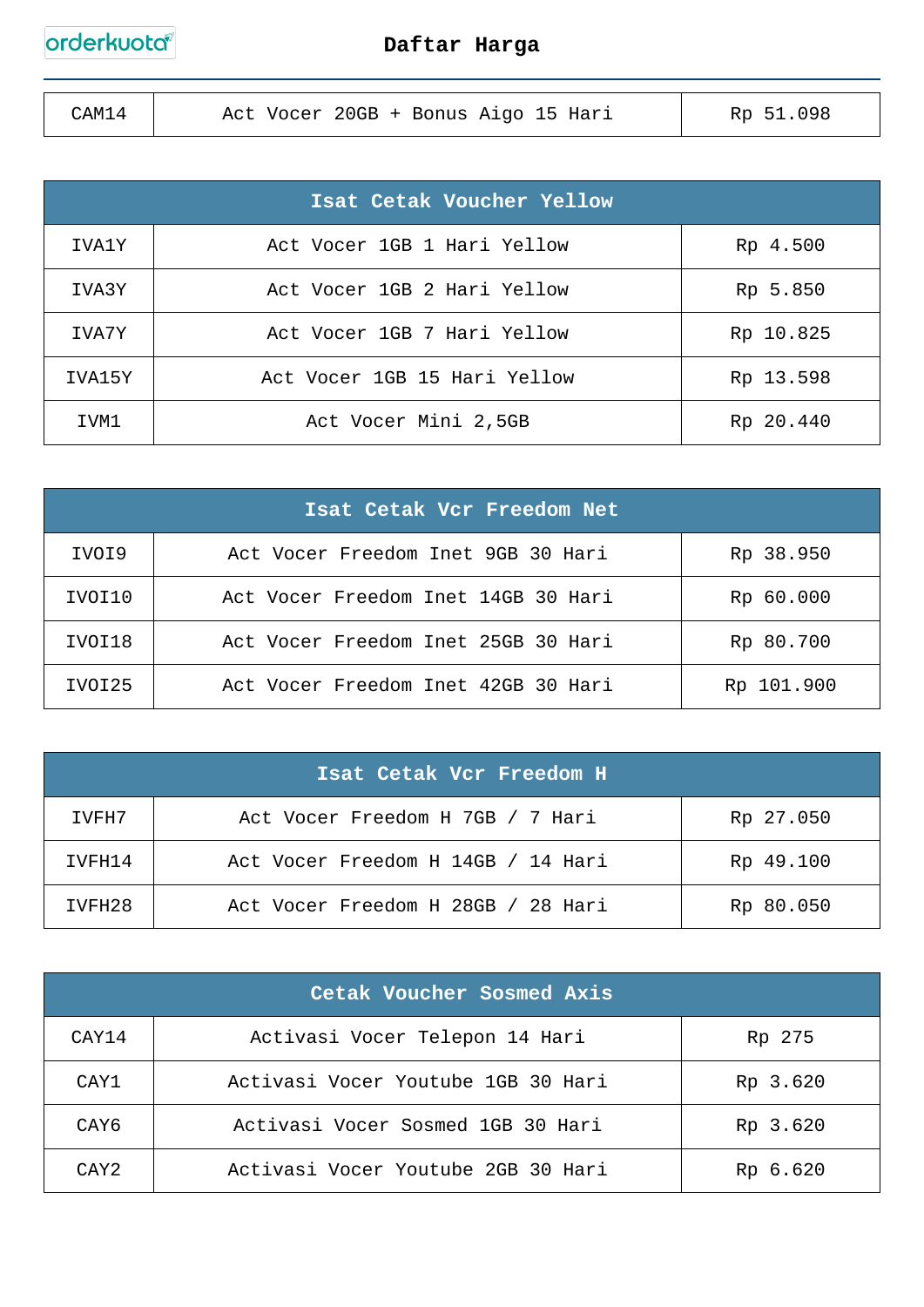| CAM14 | Act Vocer 20GB + Bonus Aigo 15 Hari | Rp 51.098 |
|---|---|---|

| Isat Cetak Voucher Yellow | | |
|---|---|---|
| IVA1Y | Act Vocer 1GB 1 Hari Yellow | Rp 4.500 |
| IVA3Y | Act Vocer 1GB 2 Hari Yellow | Rp 5.850 |
| IVA7Y | Act Vocer 1GB 7 Hari Yellow | Rp 10.825 |
| IVA15Y | Act Vocer 1GB 15 Hari Yellow | Rp 13.598 |
| IVM1 | Act Vocer Mini 2,5GB | Rp 20.440 |

| Isat Cetak Vcr Freedom Net | | |
|---|---|---|
| IVOI9 | Act Vocer Freedom Inet 9GB 30 Hari | Rp 38.950 |
| IVOI10 | Act Vocer Freedom Inet 14GB 30 Hari | Rp 60.000 |
| IVOI18 | Act Vocer Freedom Inet 25GB 30 Hari | Rp 80.700 |
| IVOI25 | Act Vocer Freedom Inet 42GB 30 Hari | Rp 101.900 |

| Isat Cetak Vcr Freedom H | | |
|---|---|---|
| IVFH7 | Act Vocer Freedom H 7GB / 7 Hari | Rp 27.050 |
| IVFH14 | Act Vocer Freedom H 14GB / 14 Hari | Rp 49.100 |
| IVFH28 | Act Vocer Freedom H 28GB / 28 Hari | Rp 80.050 |

| Cetak Voucher Sosmed Axis | | |
|---|---|---|
| CAY14 | Activasi Vocer Telepon 14 Hari | Rp 275 |
| CAY1 | Activasi Vocer Youtube 1GB 30 Hari | Rp 3.620 |
| CAY6 | Activasi Vocer Sosmed 1GB 30 Hari | Rp 3.620 |
| CAY2 | Activasi Vocer Youtube 2GB 30 Hari | Rp 6.620 |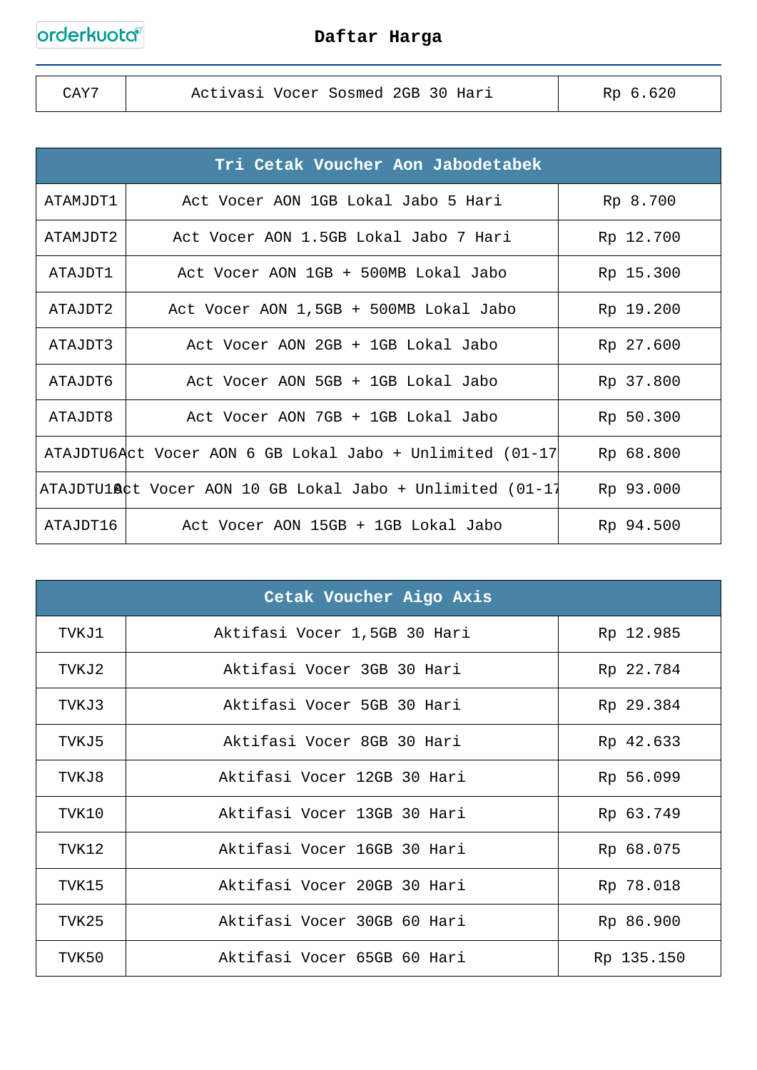# Daftar Harga

| CAY7 | Activasi Vocer Sosmed 2GB 30 Hari | Rp 6.620 |
|---|---|---|

| Tri Cetak Voucher Aon Jabodetabek | | |
|---|---|---|
| ATAMJDT1 | Act Vocer AON 1GB Lokal Jabo 5 Hari | Rp 8.700 |
| ATAMJDT2 | Act Vocer AON 1.5GB Lokal Jabo 7 Hari | Rp 12.700 |
| ATAJDT1 | Act Vocer AON 1GB + 500MB Lokal Jabo | Rp 15.300 |
| ATAJDT2 | Act Vocer AON 1,5GB + 500MB Lokal Jabo | Rp 19.200 |
| ATAJDT3 | Act Vocer AON 2GB + 1GB Lokal Jabo | Rp 27.600 |
| ATAJDT6 | Act Vocer AON 5GB + 1GB Lokal Jabo | Rp 37.800 |
| ATAJDT8 | Act Vocer AON 7GB + 1GB Lokal Jabo | Rp 50.300 |
| ATAJDTU6 | Act Vocer AON 6 GB Lokal Jabo + Unlimited (01-17 | Rp 68.800 |
| ATAJDTU10 | Act Vocer AON 10 GB Lokal Jabo + Unlimited (01-17 | Rp 93.000 |
| ATAJDT16 | Act Vocer AON 15GB + 1GB Lokal Jabo | Rp 94.500 |

| Cetak Voucher Aigo Axis | | |
|---|---|---|
| TVKJ1 | Aktifasi Vocer 1,5GB 30 Hari | Rp 12.985 |
| TVKJ2 | Aktifasi Vocer 3GB 30 Hari | Rp 22.784 |
| TVKJ3 | Aktifasi Vocer 5GB 30 Hari | Rp 29.384 |
| TVKJ5 | Aktifasi Vocer 8GB 30 Hari | Rp 42.633 |
| TVKJ8 | Aktifasi Vocer 12GB 30 Hari | Rp 56.099 |
| TVK10 | Aktifasi Vocer 13GB 30 Hari | Rp 63.749 |
| TVK12 | Aktifasi Vocer 16GB 30 Hari | Rp 68.075 |
| TVK15 | Aktifasi Vocer 20GB 30 Hari | Rp 78.018 |
| TVK25 | Aktifasi Vocer 30GB 60 Hari | Rp 86.900 |
| TVK50 | Aktifasi Vocer 65GB 60 Hari | Rp 135.150 |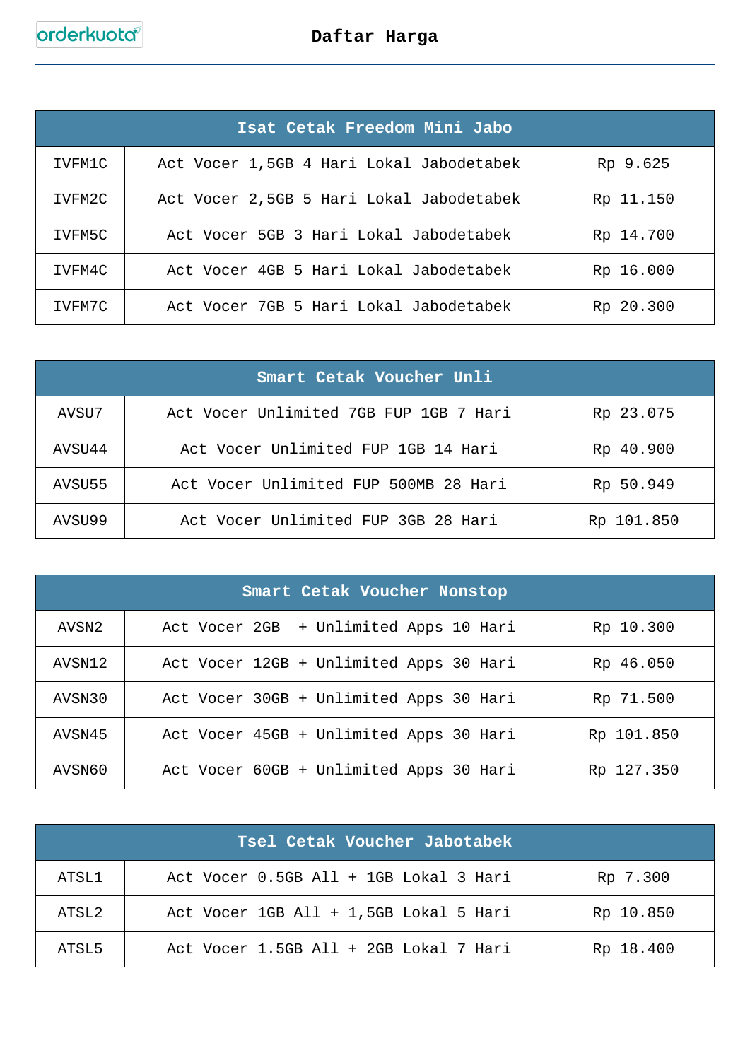| Isat Cetak Freedom Mini Jabo | | |
|---|---|---|
| IVFM1C | Act Vocer 1,5GB 4 Hari Lokal Jabodetabek | Rp 9.625 |
| IVFM2C | Act Vocer 2,5GB 5 Hari Lokal Jabodetabek | Rp 11.150 |
| IVFM5C | Act Vocer 5GB 3 Hari Lokal Jabodetabek | Rp 14.700 |
| IVFM4C | Act Vocer 4GB 5 Hari Lokal Jabodetabek | Rp 16.000 |
| IVFM7C | Act Vocer 7GB 5 Hari Lokal Jabodetabek | Rp 20.300 |

| Smart Cetak Voucher Unli | | |
|---|---|---|
| AVSU7 | Act Vocer Unlimited 7GB FUP 1GB 7 Hari | Rp 23.075 |
| AVSU44 | Act Vocer Unlimited FUP 1GB 14 Hari | Rp 40.900 |
| AVSU55 | Act Vocer Unlimited FUP 500MB 28 Hari | Rp 50.949 |
| AVSU99 | Act Vocer Unlimited FUP 3GB 28 Hari | Rp 101.850 |

| Smart Cetak Voucher Nonstop | | |
|---|---|---|
| AVSN2 | Act Vocer 2GB + Unlimited Apps 10 Hari | Rp 10.300 |
| AVSN12 | Act Vocer 12GB + Unlimited Apps 30 Hari | Rp 46.050 |
| AVSN30 | Act Vocer 30GB + Unlimited Apps 30 Hari | Rp 71.500 |
| AVSN45 | Act Vocer 45GB + Unlimited Apps 30 Hari | Rp 101.850 |
| AVSN60 | Act Vocer 60GB + Unlimited Apps 30 Hari | Rp 127.350 |

| Tsel Cetak Voucher Jabotabek | | |
|---|---|---|
| ATSL1 | Act Vocer 0.5GB All + 1GB Lokal 3 Hari | Rp 7.300 |
| ATSL2 | Act Vocer 1GB All + 1,5GB Lokal 5 Hari | Rp 10.850 |
| ATSL5 | Act Vocer 1.5GB All + 2GB Lokal 7 Hari | Rp 18.400 |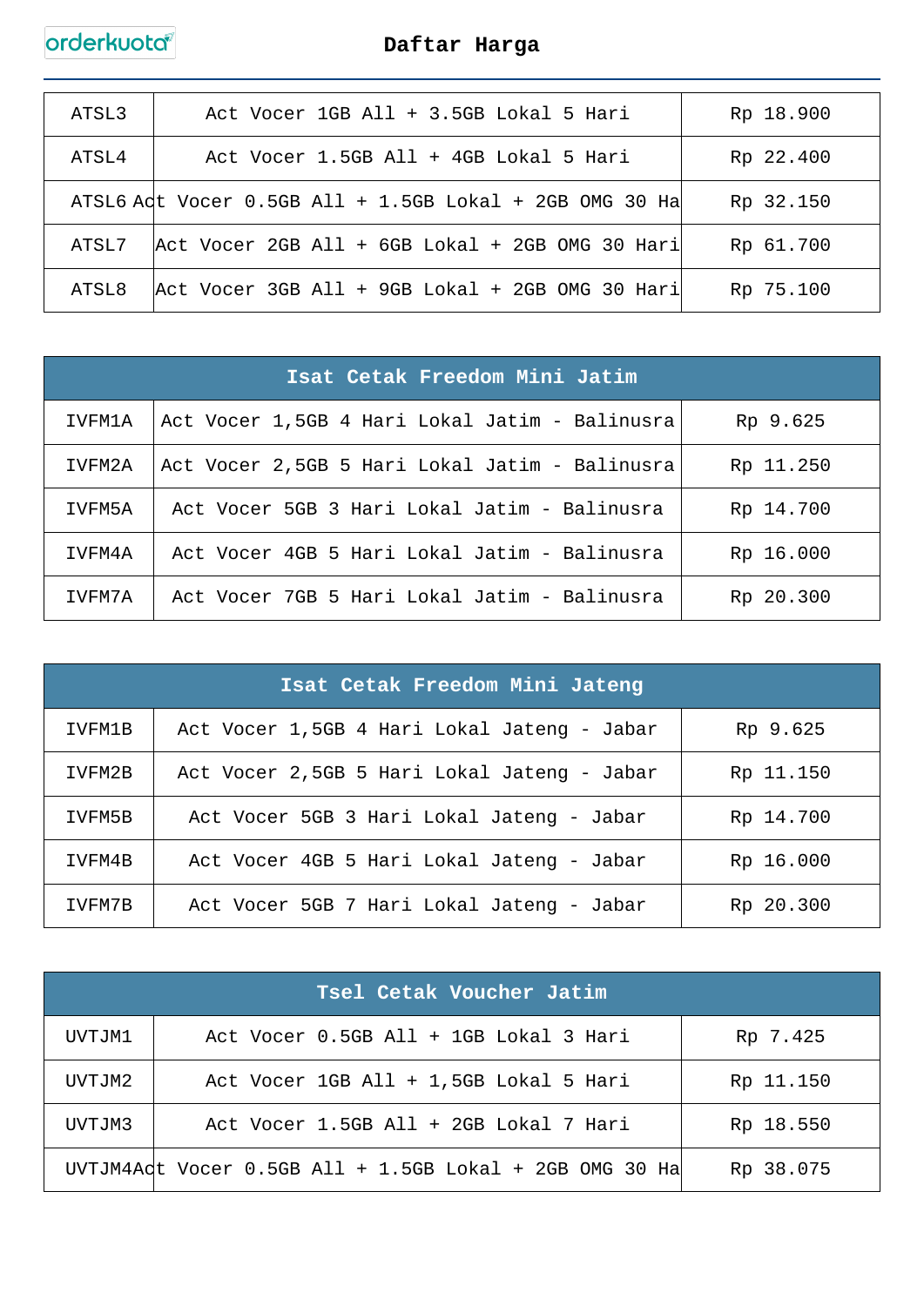# Daftar Harga

| | | |
|---|---|---|
| ATSL3 | Act Vocer 1GB All + 3.5GB Lokal 5 Hari | Rp 18.900 |
| ATSL4 | Act Vocer 1.5GB All + 4GB Lokal 5 Hari | Rp 22.400 |
| ATSL6 | Act Vocer 0.5GB All + 1.5GB Lokal + 2GB OMG 30 Ha | Rp 32.150 |
| ATSL7 | Act Vocer 2GB All + 6GB Lokal + 2GB OMG 30 Hari | Rp 61.700 |
| ATSL8 | Act Vocer 3GB All + 9GB Lokal + 2GB OMG 30 Hari | Rp 75.100 |

| Isat Cetak Freedom Mini Jatim | | |
|---|---|---|
| IVFM1A | Act Vocer 1,5GB 4 Hari Lokal Jatim - Balinusra | Rp 9.625 |
| IVFM2A | Act Vocer 2,5GB 5 Hari Lokal Jatim - Balinusra | Rp 11.250 |
| IVFM5A | Act Vocer 5GB 3 Hari Lokal Jatim - Balinusra | Rp 14.700 |
| IVFM4A | Act Vocer 4GB 5 Hari Lokal Jatim - Balinusra | Rp 16.000 |
| IVFM7A | Act Vocer 7GB 5 Hari Lokal Jatim - Balinusra | Rp 20.300 |

| Isat Cetak Freedom Mini Jateng | | |
|---|---|---|
| IVFM1B | Act Vocer 1,5GB 4 Hari Lokal Jateng - Jabar | Rp 9.625 |
| IVFM2B | Act Vocer 2,5GB 5 Hari Lokal Jateng - Jabar | Rp 11.150 |
| IVFM5B | Act Vocer 5GB 3 Hari Lokal Jateng - Jabar | Rp 14.700 |
| IVFM4B | Act Vocer 4GB 5 Hari Lokal Jateng - Jabar | Rp 16.000 |
| IVFM7B | Act Vocer 5GB 7 Hari Lokal Jateng - Jabar | Rp 20.300 |

| Tsel Cetak Voucher Jatim | | |
|---|---|---|
| UVTJM1 | Act Vocer 0.5GB All + 1GB Lokal 3 Hari | Rp 7.425 |
| UVTJM2 | Act Vocer 1GB All + 1,5GB Lokal 5 Hari | Rp 11.150 |
| UVTJM3 | Act Vocer 1.5GB All + 2GB Lokal 7 Hari | Rp 18.550 |
| UVTJM4 | Act Vocer 0.5GB All + 1.5GB Lokal + 2GB OMG 30 Ha | Rp 38.075 |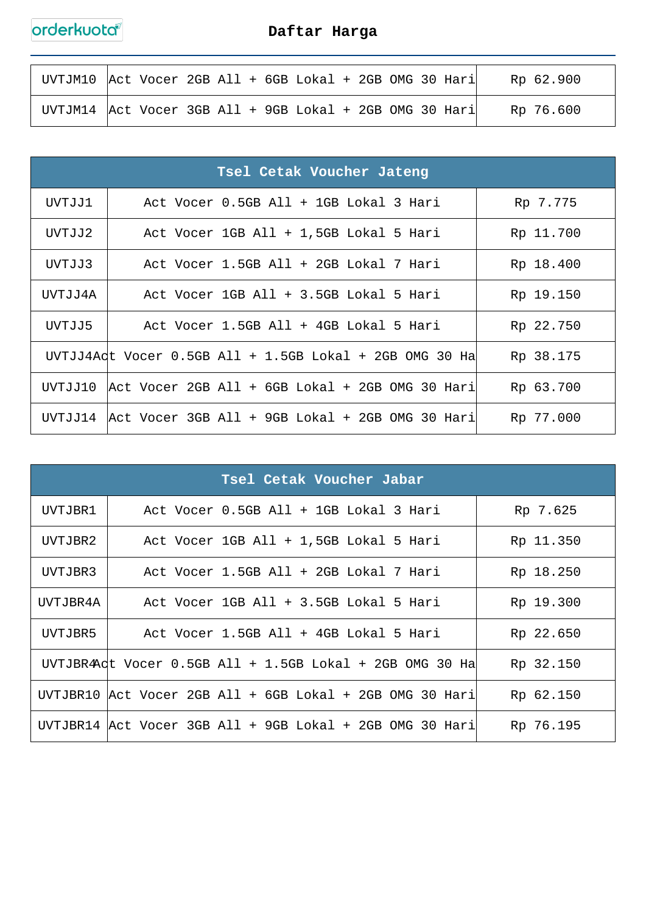| | | |
|---|---|---|
| UVTJM10 | Act Vocer 2GB All + 6GB Lokal + 2GB OMG 30 Hari | Rp 62.900 |
| UVTJM14 | Act Vocer 3GB All + 9GB Lokal + 2GB OMG 30 Hari | Rp 76.600 |

| Tsel Cetak Voucher Jateng | | |
|---|---|---|
| UVTJJ1 | Act Vocer 0.5GB All + 1GB Lokal 3 Hari | Rp 7.775 |
| UVTJJ2 | Act Vocer 1GB All + 1,5GB Lokal 5 Hari | Rp 11.700 |
| UVTJJ3 | Act Vocer 1.5GB All + 2GB Lokal 7 Hari | Rp 18.400 |
| UVTJJ4A | Act Vocer 1GB All + 3.5GB Lokal 5 Hari | Rp 19.150 |
| UVTJJ5 | Act Vocer 1.5GB All + 4GB Lokal 5 Hari | Rp 22.750 |
| UVTJJ4 | Act Vocer 0.5GB All + 1.5GB Lokal + 2GB OMG 30 Ha | Rp 38.175 |
| UVTJJ10 | Act Vocer 2GB All + 6GB Lokal + 2GB OMG 30 Hari | Rp 63.700 |
| UVTJJ14 | Act Vocer 3GB All + 9GB Lokal + 2GB OMG 30 Hari | Rp 77.000 |

| Tsel Cetak Voucher Jabar | | |
|---|---|---|
| UVTJBR1 | Act Vocer 0.5GB All + 1GB Lokal 3 Hari | Rp 7.625 |
| UVTJBR2 | Act Vocer 1GB All + 1,5GB Lokal 5 Hari | Rp 11.350 |
| UVTJBR3 | Act Vocer 1.5GB All + 2GB Lokal 7 Hari | Rp 18.250 |
| UVTJBR4A | Act Vocer 1GB All + 3.5GB Lokal 5 Hari | Rp 19.300 |
| UVTJBR5 | Act Vocer 1.5GB All + 4GB Lokal 5 Hari | Rp 22.650 |
| UVTJBR4 | Act Vocer 0.5GB All + 1.5GB Lokal + 2GB OMG 30 Ha | Rp 32.150 |
| UVTJBR10 | Act Vocer 2GB All + 6GB Lokal + 2GB OMG 30 Hari | Rp 62.150 |
| UVTJBR14 | Act Vocer 3GB All + 9GB Lokal + 2GB OMG 30 Hari | Rp 76.195 |